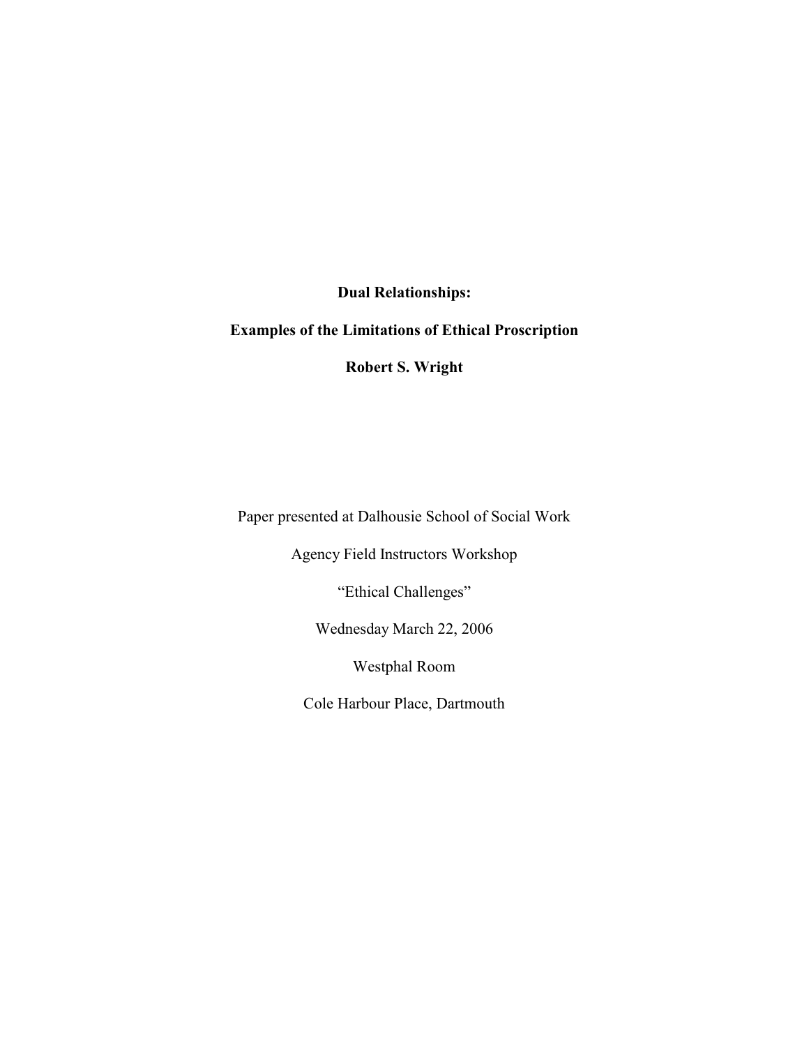# Dual Relationships:

## Examples of the Limitations of Ethical Proscription

**Robert S. Wright**

Paper presented at Dalhousie School of Social Work

Agency Field Instructors Workshop

"Ethical Challenges"

Wednesday March 22, 2006

Westphal Room

Cole Harbour Place, Dartmouth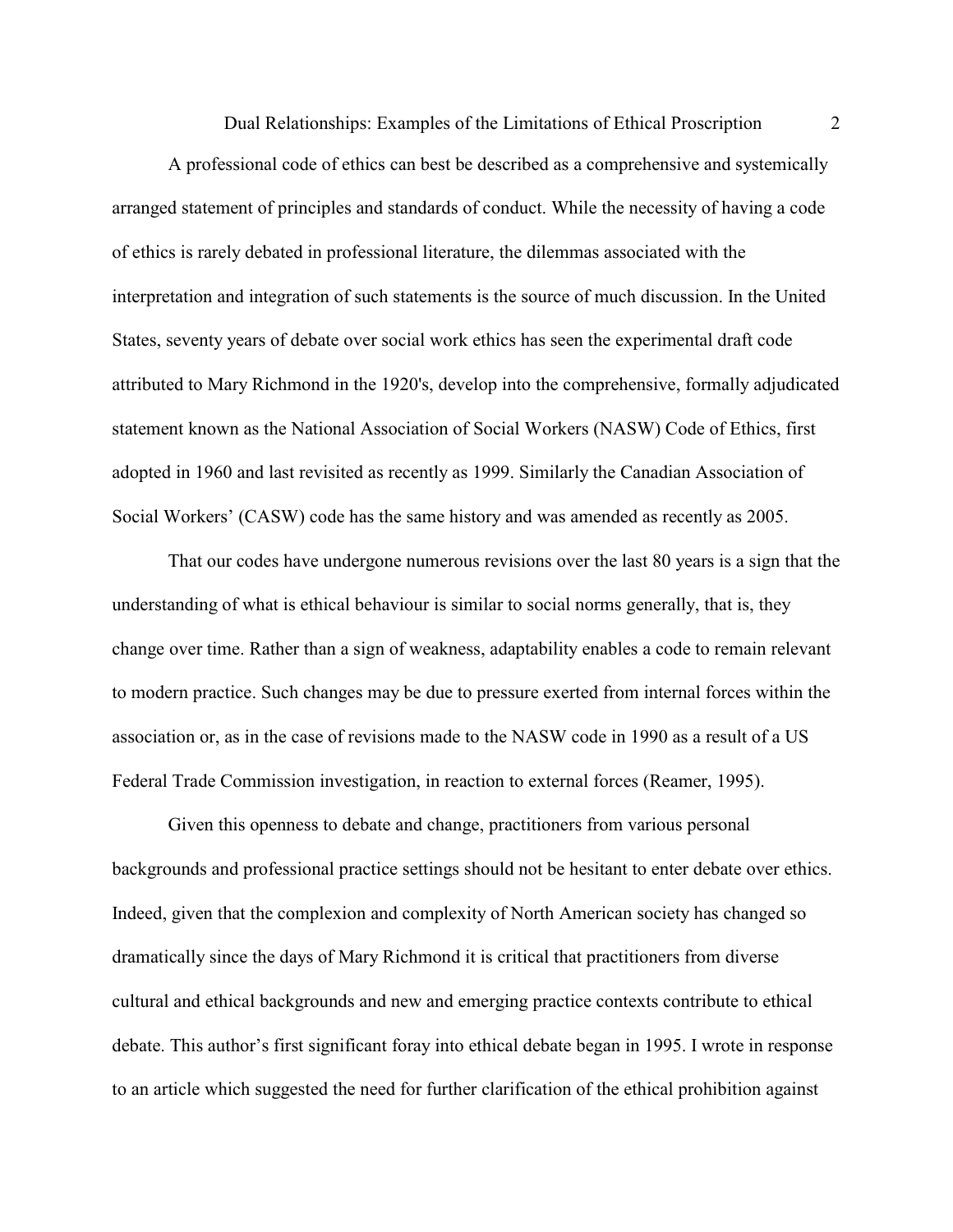A professional code of ethics can best be described as a comprehensive and systemically arranged statement of principles and standards of conduct. While the necessity of having a code of ethics is rarely debated in professional literature, the dilemmas associated with the interpretation and integration of such statements is the source of much discussion. In the United States, seventy years of debate over social work ethics has seen the experimental draft code attributed to Mary Richmond in the 1920's, develop into the comprehensive, formally adjudicated statement known as the National Association of Social Workers (NASW) Code of Ethics, first adopted in 1960 and last revisited as recently as 1999. Similarly the Canadian Association of Social Workers' (CASW) code has the same history and was amended as recently as 2005.

That our codes have undergone numerous revisions over the last 80 years is a sign that the understanding of what is ethical behaviour is similar to social norms generally, that is, they change over time. Rather than a sign of weakness, adaptability enables a code to remain relevant to modern practice. Such changes may be due to pressure exerted from internal forces within the association or, as in the case of revisions made to the NASW code in 1990 as a result of a US Federal Trade Commission investigation, in reaction to external forces (Reamer, 1995).

Given this openness to debate and change, practitioners from various personal backgrounds and professional practice settings should not be hesitant to enter debate over ethics. Indeed, given that the complexion and complexity of North American society has changed so dramatically since the days of Mary Richmond it is critical that practitioners from diverse cultural and ethical backgrounds and new and emerging practice contexts contribute to ethical debate. This author's first significant foray into ethical debate began in 1995. I wrote in response to an article which suggested the need for further clarification of the ethical prohibition against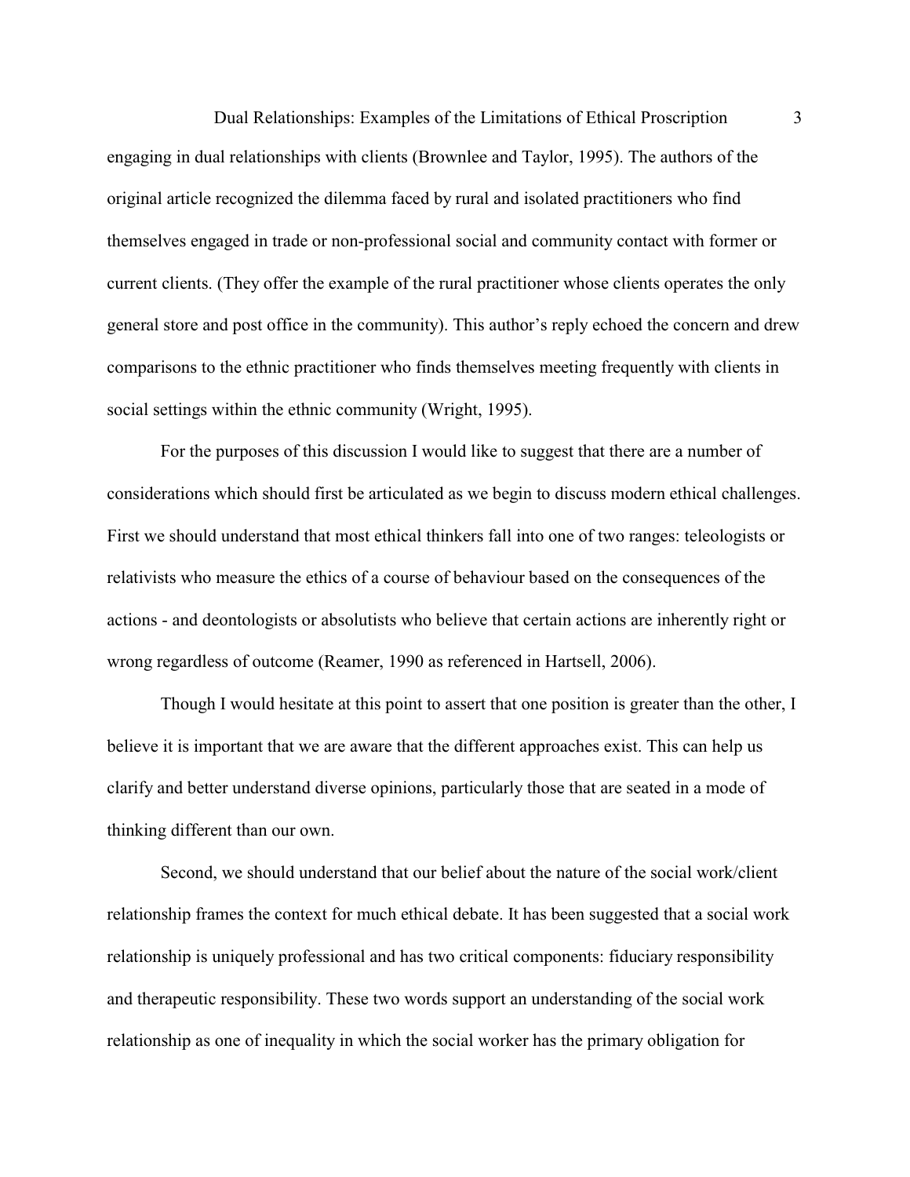engaging in dual relationships with clients (Brownlee and Taylor, 1995). The authors of the original article recognized the dilemma faced by rural and isolated practitioners who find themselves engaged in trade or non-professional social and community contact with former or current clients. (They offer the example of the rural practitioner whose clients operates the only general store and post office in the community). This author's reply echoed the concern and drew comparisons to the ethnic practitioner who finds themselves meeting frequently with clients in social settings within the ethnic community (Wright, 1995).

For the purposes of this discussion I would like to suggest that there are a number of considerations which should first be articulated as we begin to discuss modern ethical challenges. First we should understand that most ethical thinkers fall into one of two ranges: teleologists or relativists who measure the ethics of a course of behaviour based on the consequences of the actions - and deontologists or absolutists who believe that certain actions are inherently right or wrong regardless of outcome (Reamer, 1990 as referenced in Hartsell, 2006).

Though I would hesitate at this point to assert that one position is greater than the other, I believe it is important that we are aware that the different approaches exist. This can help us clarify and better understand diverse opinions, particularly those that are seated in a mode of thinking different than our own.

Second, we should understand that our belief about the nature of the social work/client relationship frames the context for much ethical debate. It has been suggested that a social work relationship is uniquely professional and has two critical components: fiduciary responsibility and therapeutic responsibility. These two words support an understanding of the social work relationship as one of inequality in which the social worker has the primary obligation for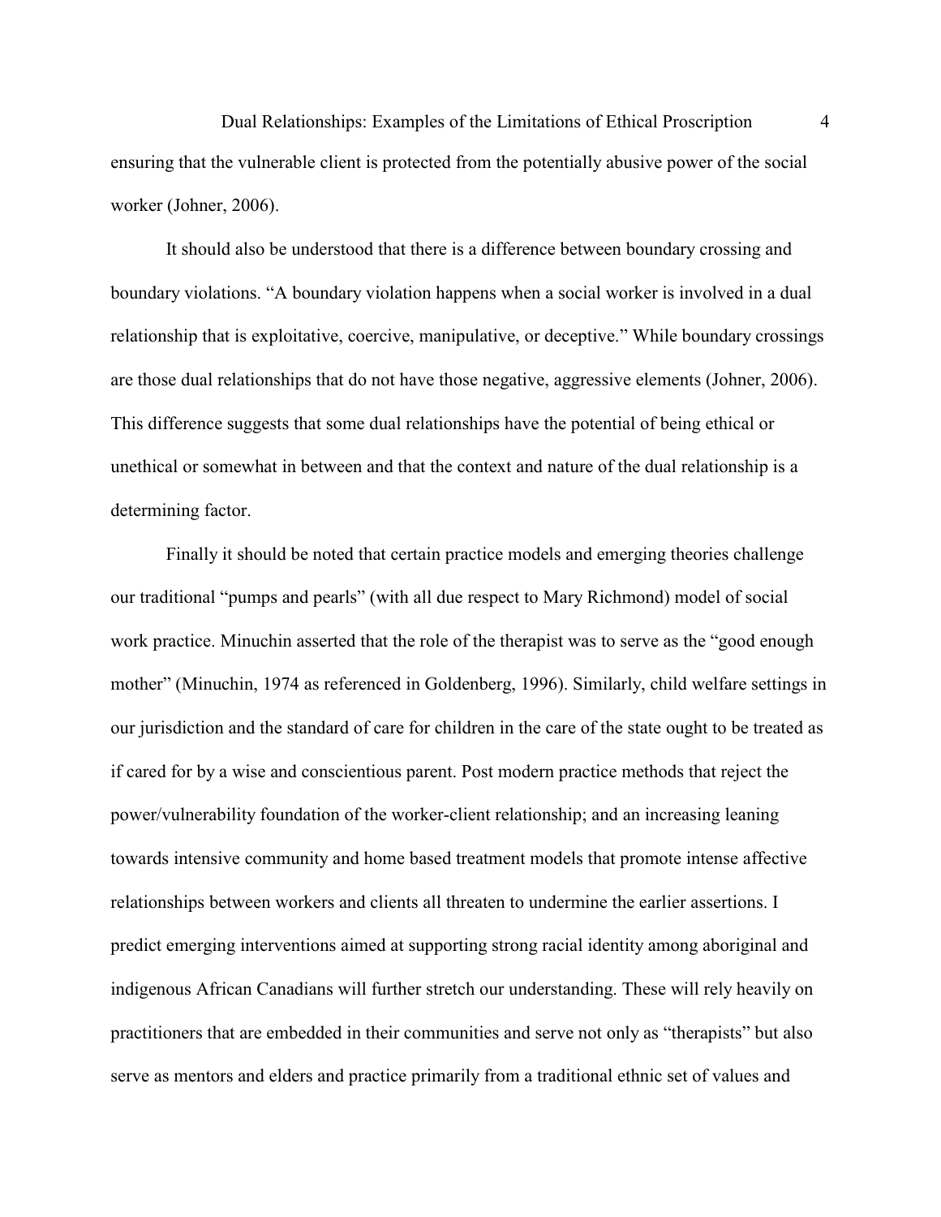ensuring that the vulnerable client is protected from the potentially abusive power of the social worker (Johner, 2006).

It should also be understood that there is a difference between boundary crossing and boundary violations. "A boundary violation happens when a social worker is involved in a dual relationship that is exploitative, coercive, manipulative, or deceptive." While boundary crossings are those dual relationships that do not have those negative, aggressive elements (Johner, 2006). This difference suggests that some dual relationships have the potential of being ethical or unethical or somewhat in between and that the context and nature of the dual relationship is a determining factor.

Finally it should be noted that certain practice models and emerging theories challenge our traditional "pumps and pearls" (with all due respect to Mary Richmond) model of social work practice. Minuchin asserted that the role of the therapist was to serve as the "good enough mother" (Minuchin, 1974 as referenced in Goldenberg, 1996). Similarly, child welfare settings in our jurisdiction and the standard of care for children in the care of the state ought to be treated as if cared for by a wise and conscientious parent. Post modern practice methods that reject the power/vulnerability foundation of the worker-client relationship; and an increasing leaning towards intensive community and home based treatment models that promote intense affective relationships between workers and clients all threaten to undermine the earlier assertions. I predict emerging interventions aimed at supporting strong racial identity among aboriginal and indigenous African Canadians will further stretch our understanding. These will rely heavily on practitioners that are embedded in their communities and serve not only as "therapists" but also serve as mentors and elders and practice primarily from a traditional ethnic set of values and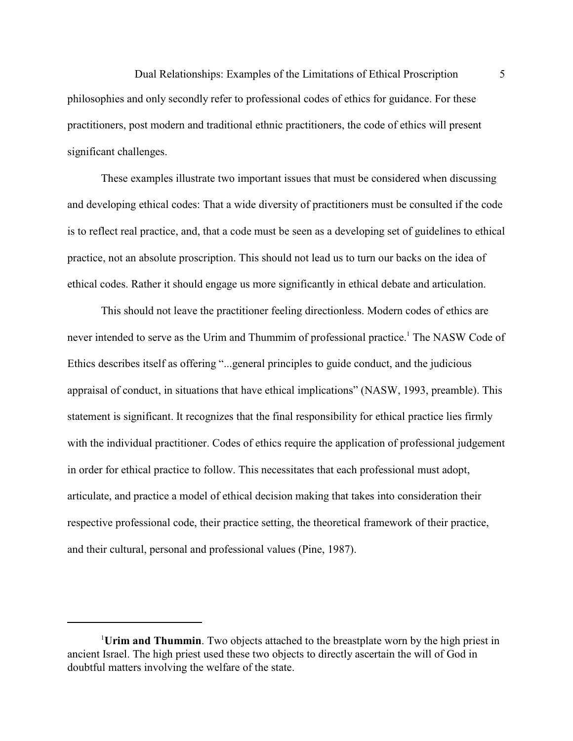philosophies and only secondly refer to professional codes of ethics for guidance. For these practitioners, post modern and traditional ethnic practitioners, the code of ethics will present significant challenges.

These examples illustrate two important issues that must be considered when discussing and developing ethical codes: That a wide diversity of practitioners must be consulted if the code is to reflect real practice, and, that a code must be seen as a developing set of guidelines to ethical practice, not an absolute proscription. This should not lead us to turn our backs on the idea of ethical codes. Rather it should engage us more significantly in ethical debate and articulation.

This should not leave the practitioner feeling directionless. Modern codes of ethics are never intended to serve as the Urim and Thummim of professional practice.[1] The NASW Code of Ethics describes itself as offering "...general principles to guide conduct, and the judicious appraisal of conduct, in situations that have ethical implications" (NASW, 1993, preamble). This statement is significant. It recognizes that the final responsibility for ethical practice lies firmly with the individual practitioner. Codes of ethics require the application of professional judgement in order for ethical practice to follow. This necessitates that each professional must adopt, articulate, and practice a model of ethical decision making that takes into consideration their respective professional code, their practice setting, the theoretical framework of their practice, and their cultural, personal and professional values (Pine, 1987).

---

[1] **Urim and Thummin**. Two objects attached to the breastplate worn by the high priest in ancient Israel. The high priest used these two objects to directly ascertain the will of God in doubtful matters involving the welfare of the state.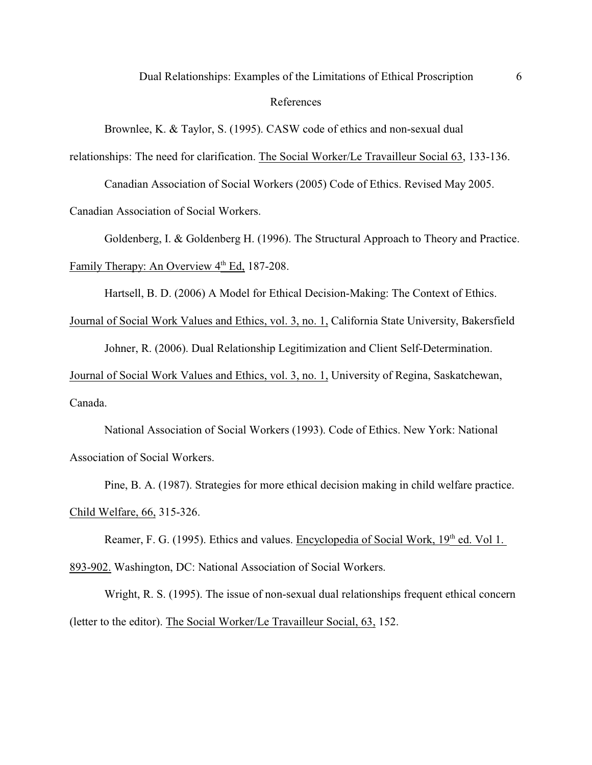# References

Brownlee, K. & Taylor, S. (1995). CASW code of ethics and non-sexual dual relationships: The need for clarification. The Social Worker/Le Travailleur Social 63, 133-136.

Canadian Association of Social Workers (2005) Code of Ethics. Revised May 2005. Canadian Association of Social Workers.

Goldenberg, I. & Goldenberg H. (1996). The Structural Approach to Theory and Practice. Family Therapy: An Overview 4th Ed, 187-208.

Hartsell, B. D. (2006) A Model for Ethical Decision-Making: The Context of Ethics. Journal of Social Work Values and Ethics, vol. 3, no. 1, California State University, Bakersfield

Johner, R. (2006). Dual Relationship Legitimization and Client Self-Determination. Journal of Social Work Values and Ethics, vol. 3, no. 1, University of Regina, Saskatchewan, Canada.

National Association of Social Workers (1993). Code of Ethics. New York: National Association of Social Workers.

Pine, B. A. (1987). Strategies for more ethical decision making in child welfare practice. Child Welfare, 66, 315-326.

Reamer, F. G. (1995). Ethics and values. Encyclopedia of Social Work, 19th ed. Vol 1. 893-902. Washington, DC: National Association of Social Workers.

Wright, R. S. (1995). The issue of non-sexual dual relationships frequent ethical concern (letter to the editor). The Social Worker/Le Travailleur Social, 63, 152.